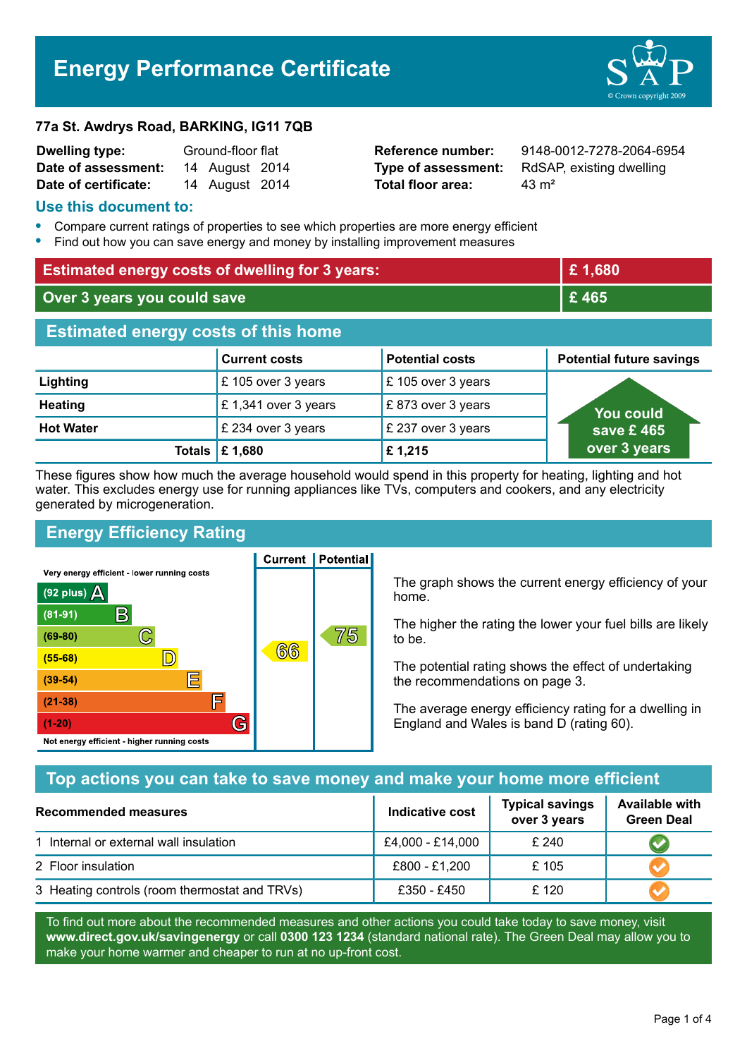# Energy Performance Certificate

**77a St. Awdrys Road, BARKING, IG11 7QB**

| | | | |
|---|---|---|---|
| **Dwelling type:** | Ground-floor flat | **Reference number:** | 9148-0012-7278-2064-6954 |
| **Date of assessment:** | 14 August 2014 | **Type of assessment:** | RdSAP, existing dwelling |
| **Date of certificate:** | 14 August 2014 | **Total floor area:** | 43 m² |

## Use this document to:

- Compare current ratings of properties to see which properties are more energy efficient
- Find out how you can save energy and money by installing improvement measures

| | |
|---|---|
| **Estimated energy costs of dwelling for 3 years:** | **£ 1,680** |
| **Over 3 years you could save** | **£ 465** |

## Estimated energy costs of this home

| | Current costs | Potential costs | Potential future savings |
|---|---|---|---|
| **Lighting** | £ 105 over 3 years | £ 105 over 3 years | You could save £ 465 over 3 years |
| **Heating** | £ 1,341 over 3 years | £ 873 over 3 years | |
| **Hot Water** | £ 234 over 3 years | £ 237 over 3 years | |
| **Totals** | **£ 1,680** | **£ 1,215** | |

These figures show how much the average household would spend in this property for heating, lighting and hot water. This excludes energy use for running appliances like TVs, computers and cookers, and any electricity generated by microgeneration.

## Energy Efficiency Rating

| Rating band | Current | Potential |
|---|---|---|
| Very energy efficient - lower running costs | | |
| (92 plus) A | | |
| (81-91) B | | |
| (69-80) C | | 75 |
| (55-68) D | 66 | |
| (39-54) E | | |
| (21-38) F | | |
| (1-20) G | | |
| Not energy efficient - higher running costs | | |

The graph shows the current energy efficiency of your home.

The higher the rating the lower your fuel bills are likely to be.

The potential rating shows the effect of undertaking the recommendations on page 3.

The average energy efficiency rating for a dwelling in England and Wales is band D (rating 60).

## Top actions you can take to save money and make your home more efficient

| Recommended measures | Indicative cost | Typical savings over 3 years | Available with Green Deal |
|---|---|---|---|
| 1 Internal or external wall insulation | £4,000 - £14,000 | £ 240 | ✔ |
| 2 Floor insulation | £800 - £1,200 | £ 105 | ✔ |
| 3 Heating controls (room thermostat and TRVs) | £350 - £450 | £ 120 | ✔ |

To find out more about the recommended measures and other actions you could take today to save money, visit **www.direct.gov.uk/savingenergy** or call **0300 123 1234** (standard national rate). The Green Deal may allow you to make your home warmer and cheaper to run at no up-front cost.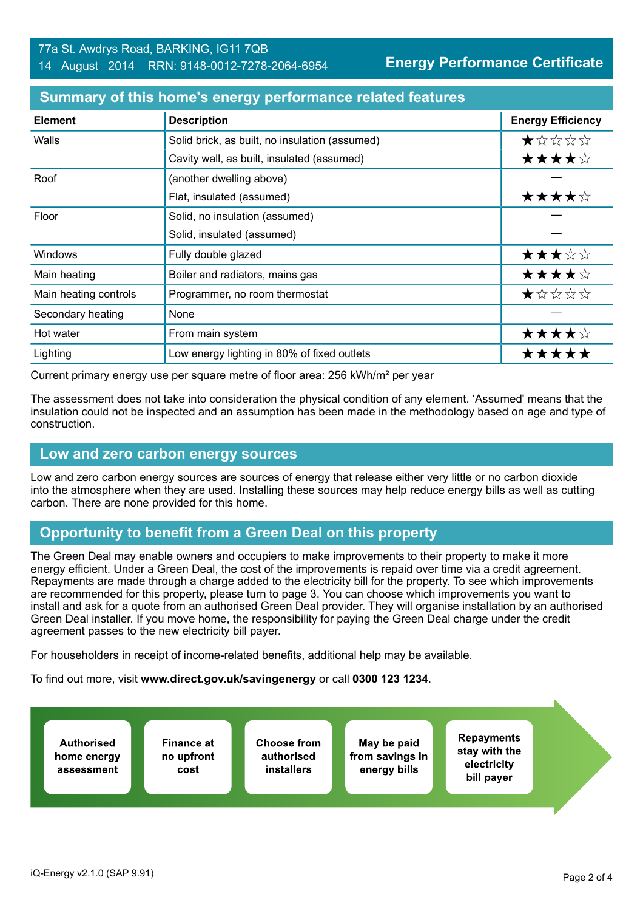77a St. Awdrys Road, BARKING, IG11 7QB
14 August 2014 RRN: 9148-0012-7278-2064-6954

**Energy Performance Certificate**

## Summary of this home's energy performance related features

| Element | Description | Energy Efficiency |
|---|---|---|
| Walls | Solid brick, as built, no insulation (assumed) | ★☆☆☆☆ |
| | Cavity wall, as built, insulated (assumed) | ★★★★☆ |
| Roof | (another dwelling above) | — |
| | Flat, insulated (assumed) | ★★★★☆ |
| Floor | Solid, no insulation (assumed) | — |
| | Solid, insulated (assumed) | — |
| Windows | Fully double glazed | ★★★☆☆ |
| Main heating | Boiler and radiators, mains gas | ★★★★☆ |
| Main heating controls | Programmer, no room thermostat | ★☆☆☆☆ |
| Secondary heating | None | — |
| Hot water | From main system | ★★★★☆ |
| Lighting | Low energy lighting in 80% of fixed outlets | ★★★★★ |

Current primary energy use per square metre of floor area: 256 kWh/m² per year

The assessment does not take into consideration the physical condition of any element. 'Assumed' means that the insulation could not be inspected and an assumption has been made in the methodology based on age and type of construction.

## Low and zero carbon energy sources

Low and zero carbon energy sources are sources of energy that release either very little or no carbon dioxide into the atmosphere when they are used. Installing these sources may help reduce energy bills as well as cutting carbon. There are none provided for this home.

## Opportunity to benefit from a Green Deal on this property

The Green Deal may enable owners and occupiers to make improvements to their property to make it more energy efficient. Under a Green Deal, the cost of the improvements is repaid over time via a credit agreement. Repayments are made through a charge added to the electricity bill for the property. To see which improvements are recommended for this property, please turn to page 3. You can choose which improvements you want to install and ask for a quote from an authorised Green Deal provider. They will organise installation by an authorised Green Deal installer. If you move home, the responsibility for paying the Green Deal charge under the credit agreement passes to the new electricity bill payer.

For householders in receipt of income-related benefits, additional help may be available.

To find out more, visit **www.direct.gov.uk/savingenergy** or call **0300 123 1234**.

**Authorised home energy assessment** → **Finance at no upfront cost** → **Choose from authorised installers** → **May be paid from savings in energy bills** → **Repayments stay with the electricity bill payer**

iQ-Energy v2.1.0 (SAP 9.91)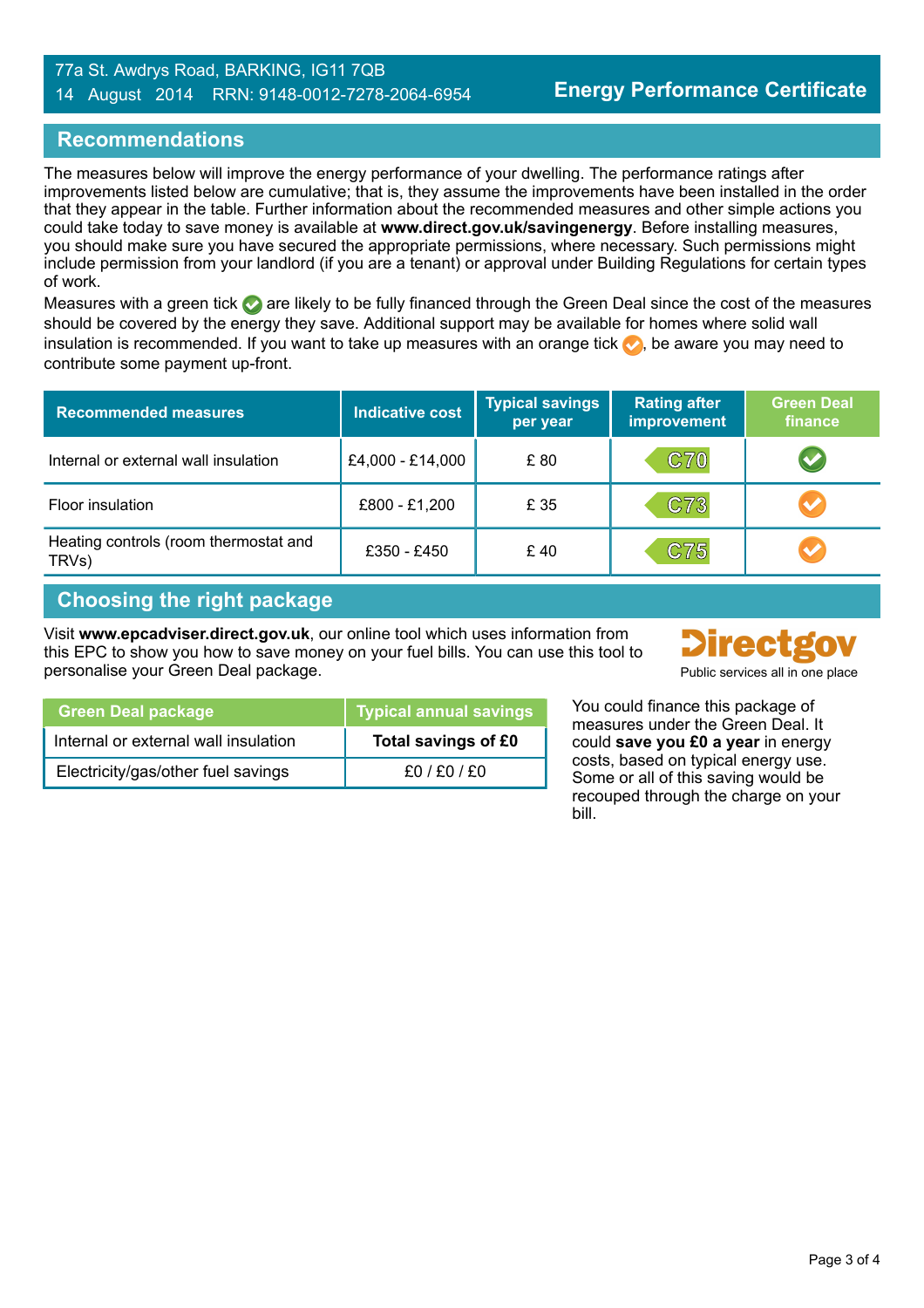77a St. Awdrys Road, BARKING, IG11 7QB
14 August 2014 RRN: 9148-0012-7278-2064-6954

**Energy Performance Certificate**

## Recommendations

The measures below will improve the energy performance of your dwelling. The performance ratings after improvements listed below are cumulative; that is, they assume the improvements have been installed in the order that they appear in the table. Further information about the recommended measures and other simple actions you could take today to save money is available at **www.direct.gov.uk/savingenergy**. Before installing measures, you should make sure you have secured the appropriate permissions, where necessary. Such permissions might include permission from your landlord (if you are a tenant) or approval under Building Regulations for certain types of work.

Measures with a green tick are likely to be fully financed through the Green Deal since the cost of the measures should be covered by the energy they save. Additional support may be available for homes where solid wall insulation is recommended. If you want to take up measures with an orange tick, be aware you may need to contribute some payment up-front.

| Recommended measures | Indicative cost | Typical savings per year | Rating after improvement | Green Deal finance |
|---|---|---|---|---|
| Internal or external wall insulation | £4,000 - £14,000 | £ 80 | C70 | Green tick |
| Floor insulation | £800 - £1,200 | £ 35 | C73 | Orange tick |
| Heating controls (room thermostat and TRVs) | £350 - £450 | £ 40 | C75 | Orange tick |

## Choosing the right package

Visit **www.epcadviser.direct.gov.uk**, our online tool which uses information from this EPC to show you how to save money on your fuel bills. You can use this tool to personalise your Green Deal package.

Directgov
Public services all in one place

| Green Deal package | Typical annual savings |
|---|---|
| Internal or external wall insulation | **Total savings of £0** |
| Electricity/gas/other fuel savings | £0 / £0 / £0 |

You could finance this package of measures under the Green Deal. It could **save you £0 a year** in energy costs, based on typical energy use. Some or all of this saving would be recouped through the charge on your bill.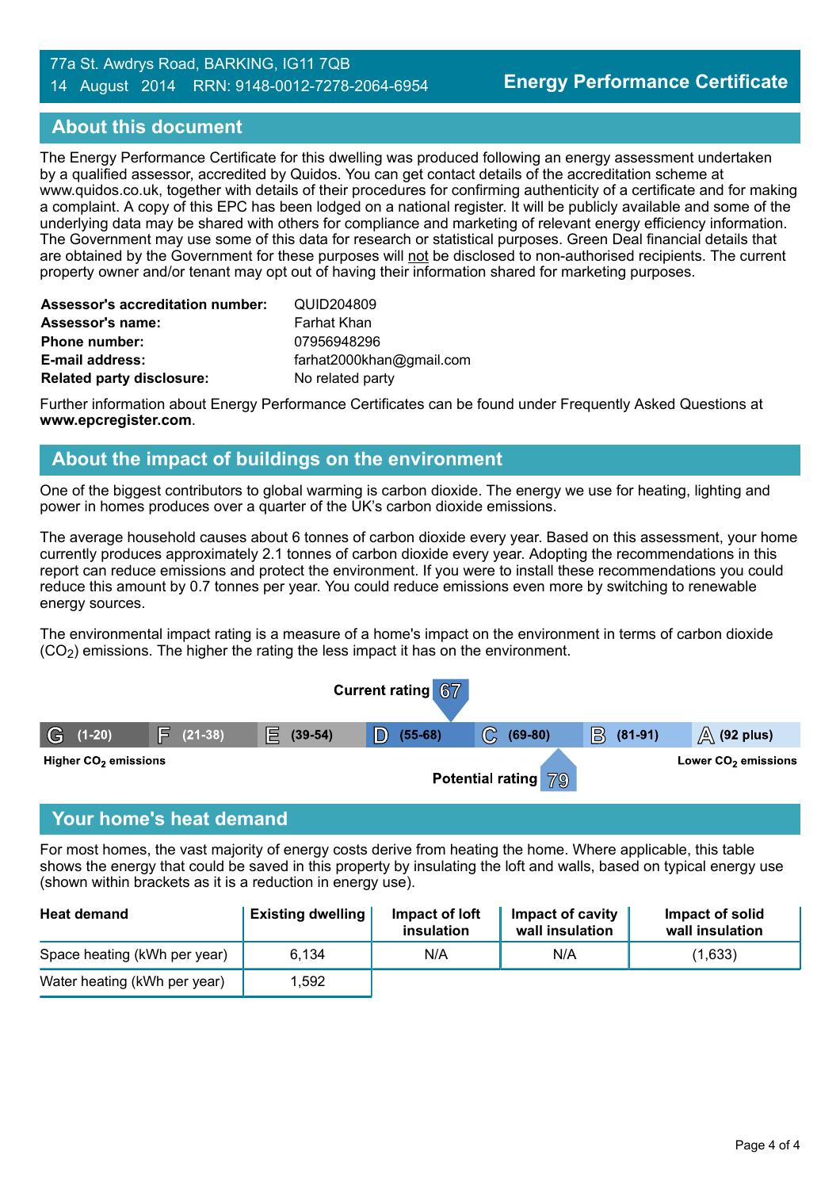77a St. Awdrys Road, BARKING, IG11 7QB
14 August 2014 RRN: 9148-0012-7278-2064-6954

**Energy Performance Certificate**

## About this document

The Energy Performance Certificate for this dwelling was produced following an energy assessment undertaken by a qualified assessor, accredited by Quidos. You can get contact details of the accreditation scheme at www.quidos.co.uk, together with details of their procedures for confirming authenticity of a certificate and for making a complaint. A copy of this EPC has been lodged on a national register. It will be publicly available and some of the underlying data may be shared with others for compliance and marketing of relevant energy efficiency information. The Government may use some of this data for research or statistical purposes. Green Deal financial details that are obtained by the Government for these purposes will not be disclosed to non-authorised recipients. The current property owner and/or tenant may opt out of having their information shared for marketing purposes.

| | |
|---|---|
| **Assessor's accreditation number:** | QUID204809 |
| **Assessor's name:** | Farhat Khan |
| **Phone number:** | 07956948296 |
| **E-mail address:** | farhat2000khan@gmail.com |
| **Related party disclosure:** | No related party |

Further information about Energy Performance Certificates can be found under Frequently Asked Questions at **www.epcregister.com**.

## About the impact of buildings on the environment

One of the biggest contributors to global warming is carbon dioxide. The energy we use for heating, lighting and power in homes produces over a quarter of the UK's carbon dioxide emissions.

The average household causes about 6 tonnes of carbon dioxide every year. Based on this assessment, your home currently produces approximately 2.1 tonnes of carbon dioxide every year. Adopting the recommendations in this report can reduce emissions and protect the environment. If you were to install these recommendations you could reduce this amount by 0.7 tonnes per year. You could reduce emissions even more by switching to renewable energy sources.

The environmental impact rating is a measure of a home's impact on the environment in terms of carbon dioxide ($CO_2$) emissions. The higher the rating the less impact it has on the environment.

Current rating 67

G (1-20)
F (21-38)
E (39-54)
D (55-68)
C (69-80)
B (81-91)
A (92 plus)

Higher $CO_2$ emissions

Lower $CO_2$ emissions

Potential rating 79

## Your home's heat demand

For most homes, the vast majority of energy costs derive from heating the home. Where applicable, this table shows the energy that could be saved in this property by insulating the loft and walls, based on typical energy use (shown within brackets as it is a reduction in energy use).

| Heat demand | Existing dwelling | Impact of loft insulation | Impact of cavity wall insulation | Impact of solid wall insulation |
|---|---|---|---|---|
| Space heating (kWh per year) | 6,134 | N/A | N/A | (1,633) |
| Water heating (kWh per year) | 1,592 | | | |